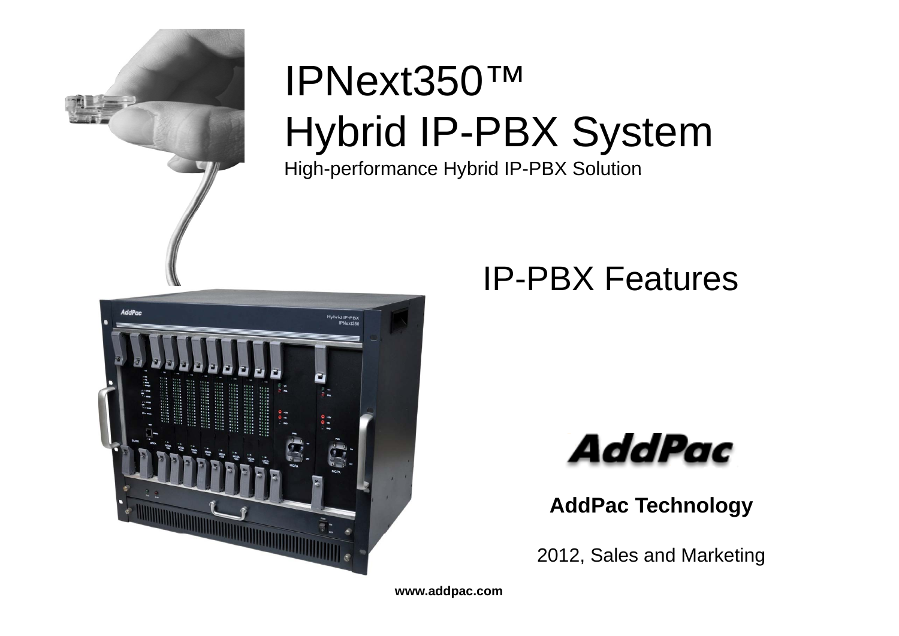# IPNext350™ Hybrid IP-PBX System

High-performance Hybrid IP-PBX Solution

## IP-PBX Features

**AddPac Technology**

2012, Sales and Marketing

**www.addpac.com**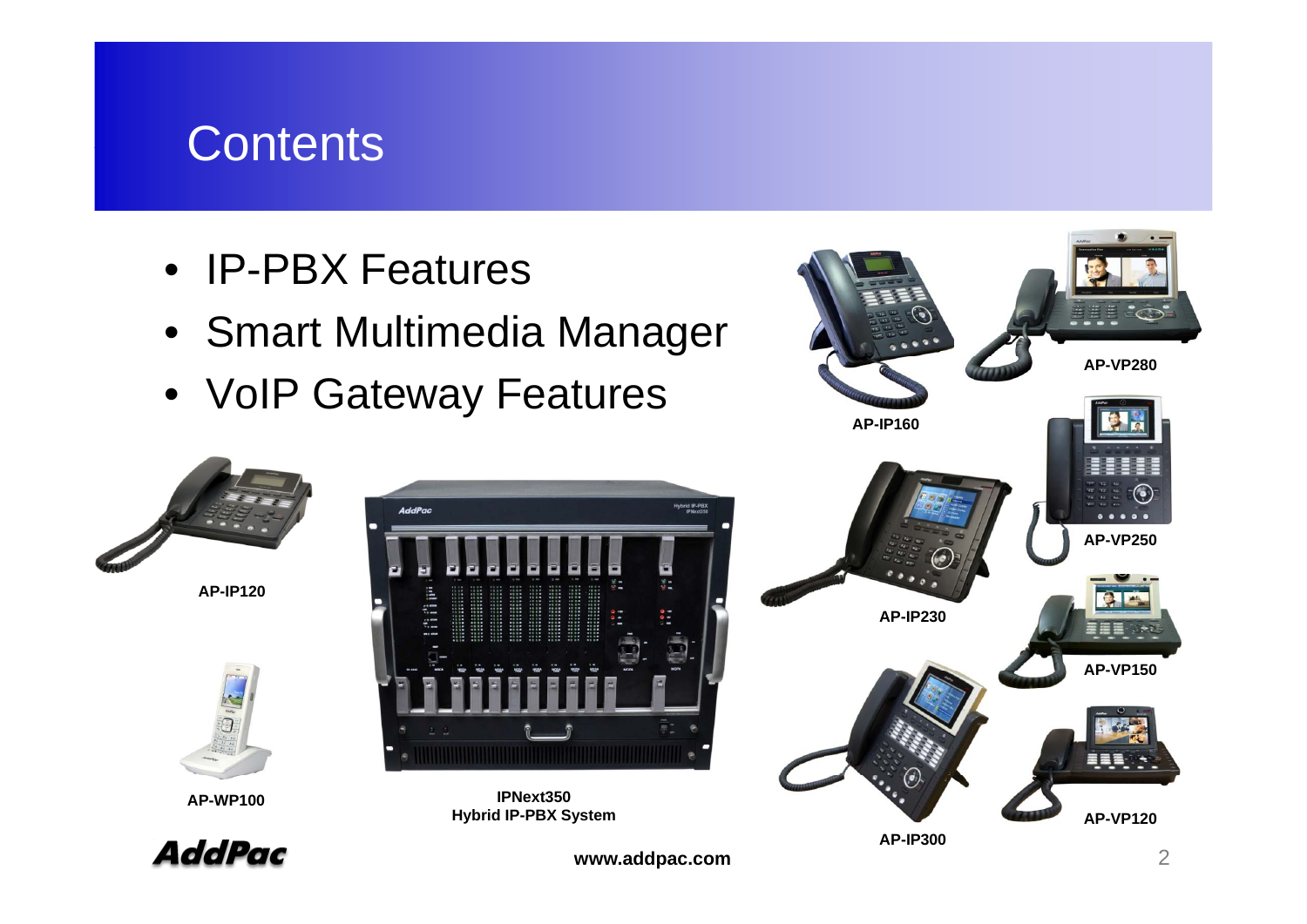# Contents

- IP-PBX Features
- Smart Multimedia Manager
- VoIP Gateway Features

AP-IP160

AP-VP280

AP-VP250

AP-IP120

AP-IP230

AP-VP150

AP-WP100

IPNext350
Hybrid IP-PBX System

AP-IP300

AP-VP120

www.addpac.com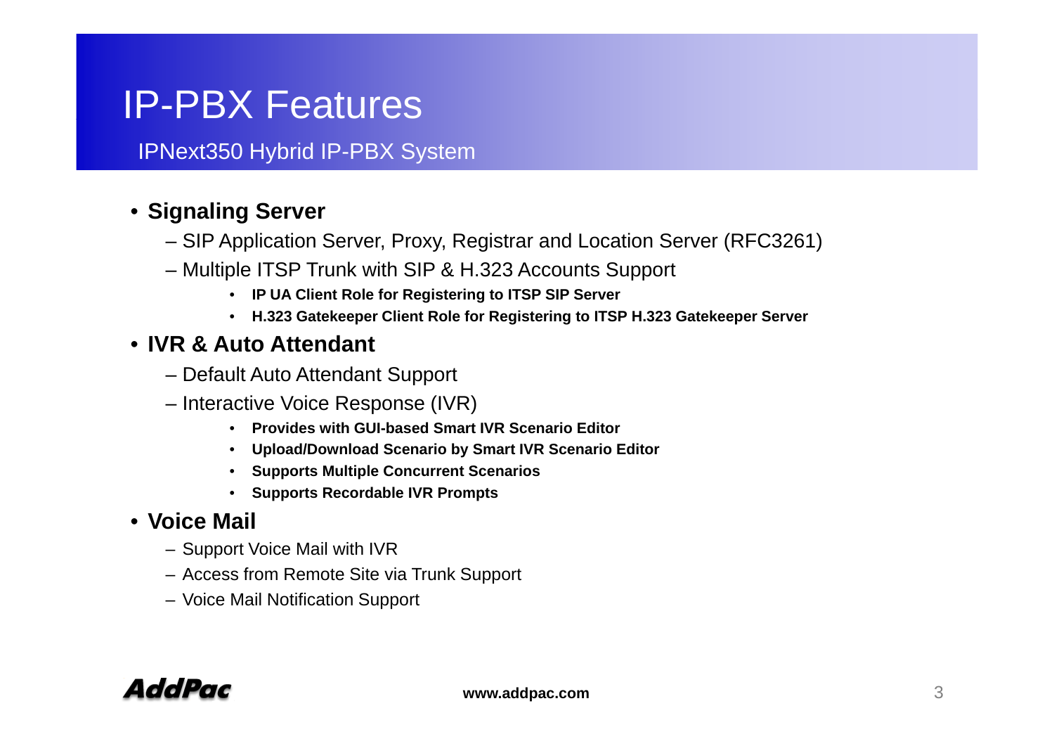# IP-PBX Features

## IPNext350 Hybrid IP-PBX System

- **Signaling Server**
  - SIP Application Server, Proxy, Registrar and Location Server (RFC3261)
  - Multiple ITSP Trunk with SIP & H.323 Accounts Support
    - **IP UA Client Role for Registering to ITSP SIP Server**
    - **H.323 Gatekeeper Client Role for Registering to ITSP H.323 Gatekeeper Server**
- **IVR & Auto Attendant**
  - Default Auto Attendant Support
  - Interactive Voice Response (IVR)
    - **Provides with GUI-based Smart IVR Scenario Editor**
    - **Upload/Download Scenario by Smart IVR Scenario Editor**
    - **Supports Multiple Concurrent Scenarios**
    - **Supports Recordable IVR Prompts**
- **Voice Mail**
  - Support Voice Mail with IVR
  - Access from Remote Site via Trunk Support
  - Voice Mail Notification Support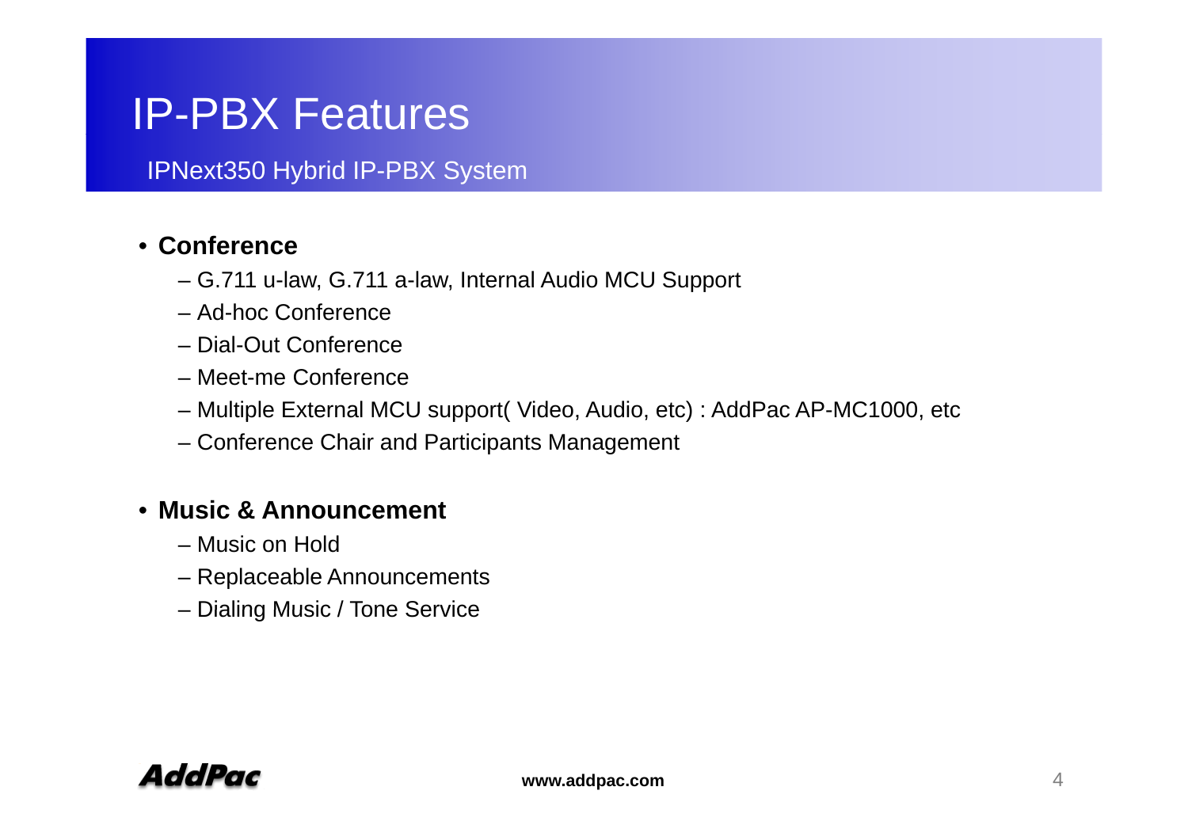# IP-PBX Features

IPNext350 Hybrid IP-PBX System

- **Conference**
  - G.711 u-law, G.711 a-law, Internal Audio MCU Support
  - Ad-hoc Conference
  - Dial-Out Conference
  - Meet-me Conference
  - Multiple External MCU support( Video, Audio, etc) : AddPac AP-MC1000, etc
  - Conference Chair and Participants Management

- **Music & Announcement**
  - Music on Hold
  - Replaceable Announcements
  - Dialing Music / Tone Service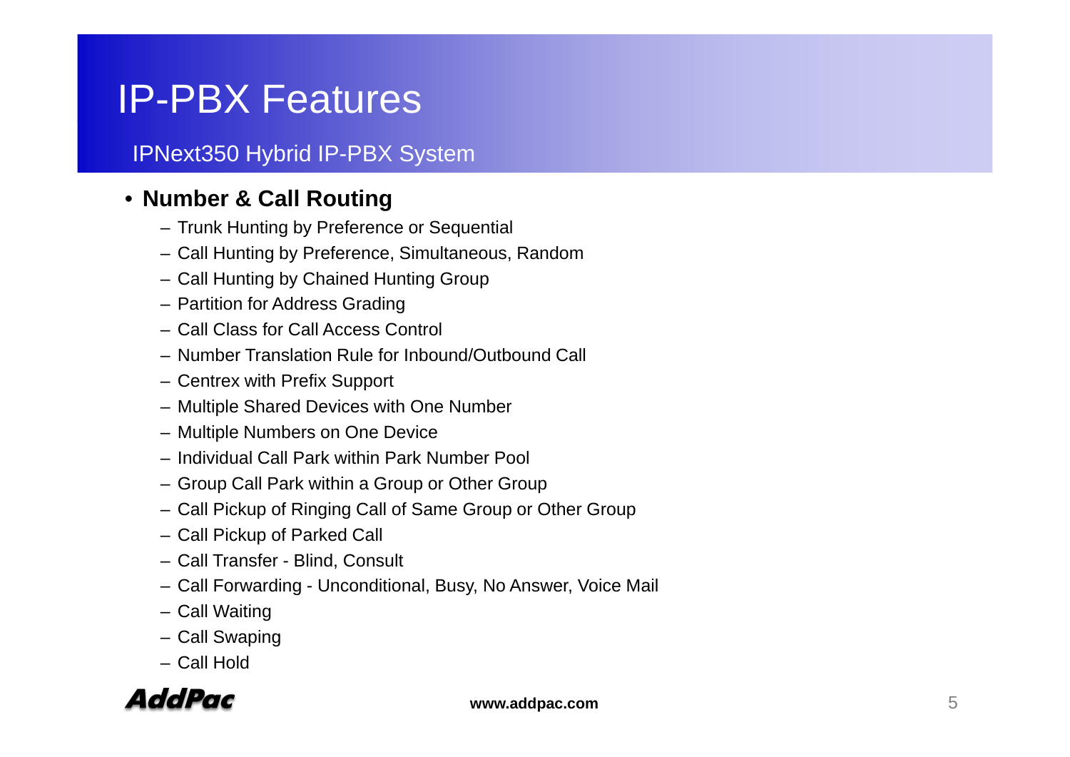# IP-PBX Features

## IPNext350 Hybrid IP-PBX System

- **Number & Call Routing**
  - Trunk Hunting by Preference or Sequential
  - Call Hunting by Preference, Simultaneous, Random
  - Call Hunting by Chained Hunting Group
  - Partition for Address Grading
  - Call Class for Call Access Control
  - Number Translation Rule for Inbound/Outbound Call
  - Centrex with Prefix Support
  - Multiple Shared Devices with One Number
  - Multiple Numbers on One Device
  - Individual Call Park within Park Number Pool
  - Group Call Park within a Group or Other Group
  - Call Pickup of Ringing Call of Same Group or Other Group
  - Call Pickup of Parked Call
  - Call Transfer - Blind, Consult
  - Call Forwarding - Unconditional, Busy, No Answer, Voice Mail
  - Call Waiting
  - Call Swaping
  - Call Hold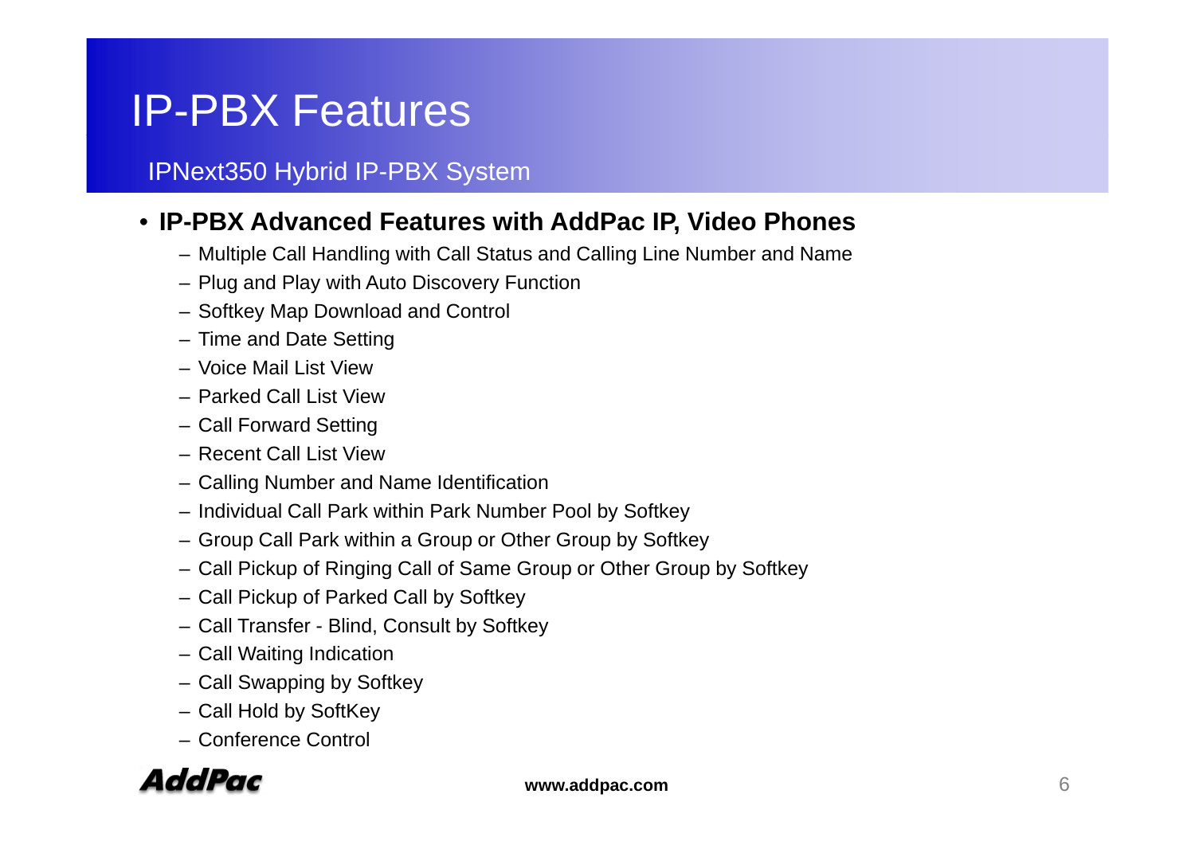# IP-PBX Features

## IPNext350 Hybrid IP-PBX System

- **IP-PBX Advanced Features with AddPac IP, Video Phones**
  - Multiple Call Handling with Call Status and Calling Line Number and Name
  - Plug and Play with Auto Discovery Function
  - Softkey Map Download and Control
  - Time and Date Setting
  - Voice Mail List View
  - Parked Call List View
  - Call Forward Setting
  - Recent Call List View
  - Calling Number and Name Identification
  - Individual Call Park within Park Number Pool by Softkey
  - Group Call Park within a Group or Other Group by Softkey
  - Call Pickup of Ringing Call of Same Group or Other Group by Softkey
  - Call Pickup of Parked Call by Softkey
  - Call Transfer - Blind, Consult by Softkey
  - Call Waiting Indication
  - Call Swapping by Softkey
  - Call Hold by SoftKey
  - Conference Control

AddPac

www.addpac.com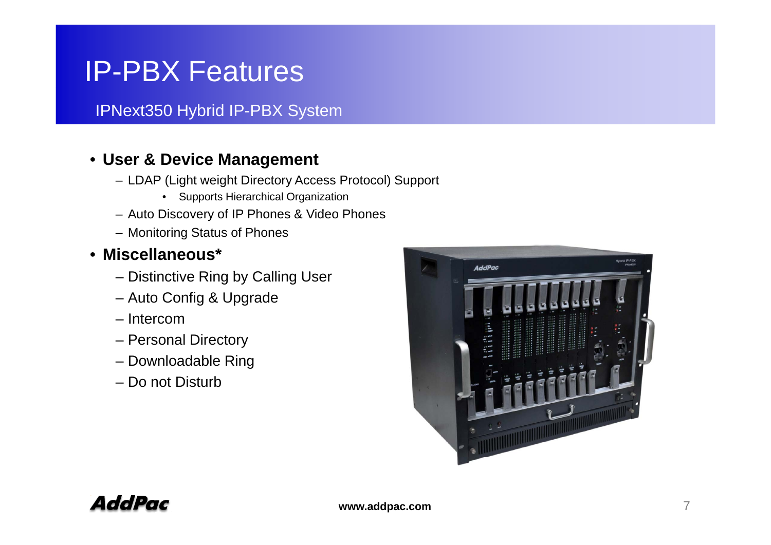# IP-PBX Features

## IPNext350 Hybrid IP-PBX System

- **User & Device Management**
  - LDAP (Light weight Directory Access Protocol) Support
    - Supports Hierarchical Organization
  - Auto Discovery of IP Phones & Video Phones
  - Monitoring Status of Phones
- **Miscellaneous***
  - Distinctive Ring by Calling User
  - Auto Config & Upgrade
  - Intercom
  - Personal Directory
  - Downloadable Ring
  - Do not Disturb

www.addpac.com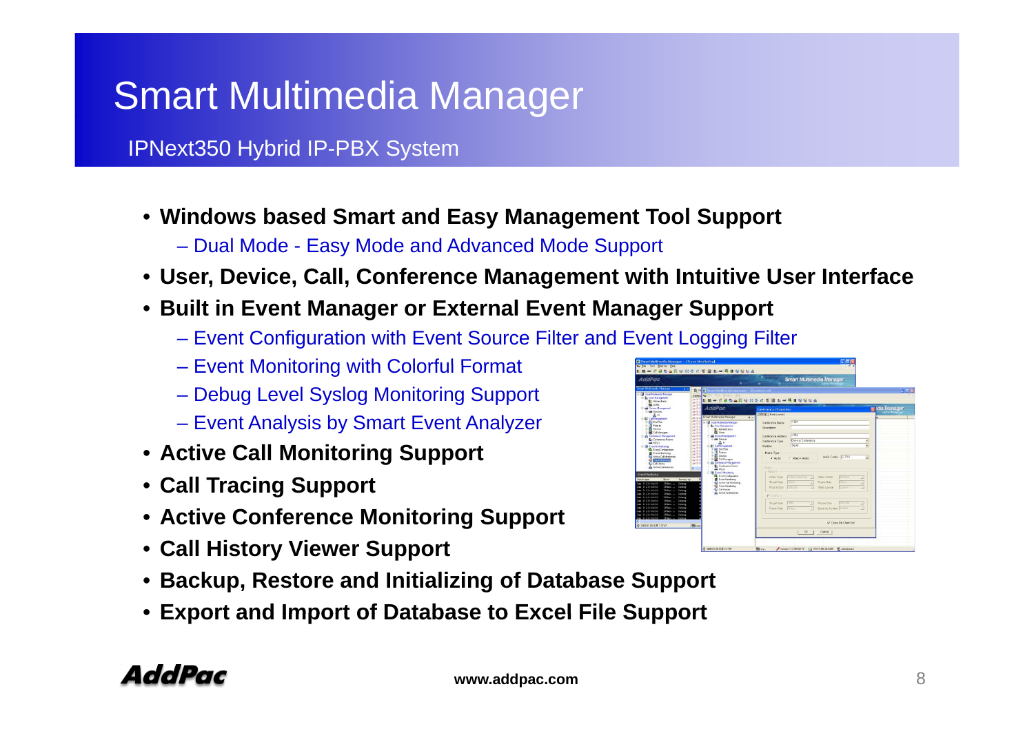# Smart Multimedia Manager

## IPNext350 Hybrid IP-PBX System

- **Windows based Smart and Easy Management Tool Support**
  - Dual Mode - Easy Mode and Advanced Mode Support
- **User, Device, Call, Conference Management with Intuitive User Interface**
- **Built in Event Manager or External Event Manager Support**
  - Event Configuration with Event Source Filter and Event Logging Filter
  - Event Monitoring with Colorful Format
  - Debug Level Syslog Monitoring Support
  - Event Analysis by Smart Event Analyzer
- **Active Call Monitoring Support**
- **Call Tracing Support**
- **Active Conference Monitoring Support**
- **Call History Viewer Support**
- **Backup, Restore and Initializing of Database Support**
- **Export and Import of Database to Excel File Support**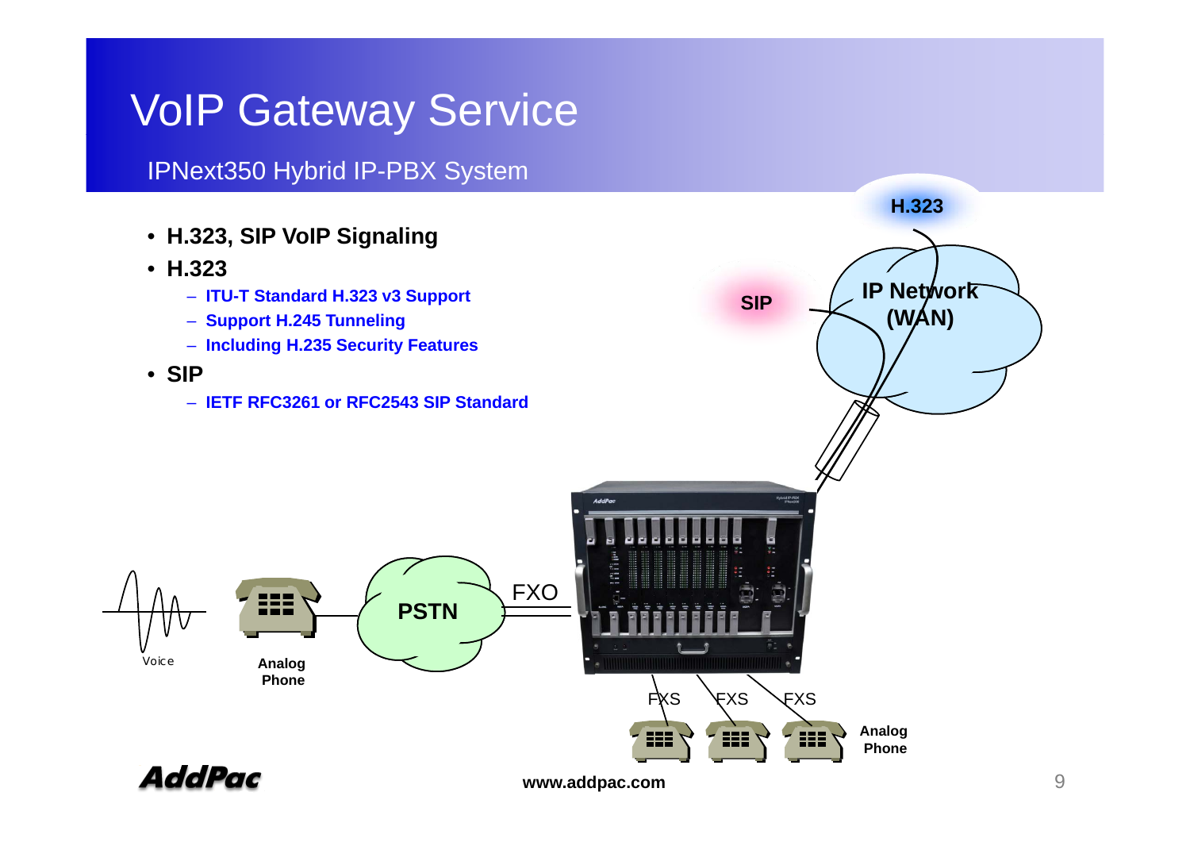# VoIP Gateway Service

## IPNext350 Hybrid IP-PBX System

- **H.323, SIP VoIP Signaling**
- **H.323**
  - **ITU-T Standard H.323 v3 Support**
  - **Support H.245 Tunneling**
  - **Including H.235 Security Features**
- **SIP**
  - **IETF RFC3261 or RFC2543 SIP Standard**

H.323

SIP

IP Network (WAN)

FXO

PSTN

Voice

Analog Phone

FXS FXS FXS

Analog Phone

www.addpac.com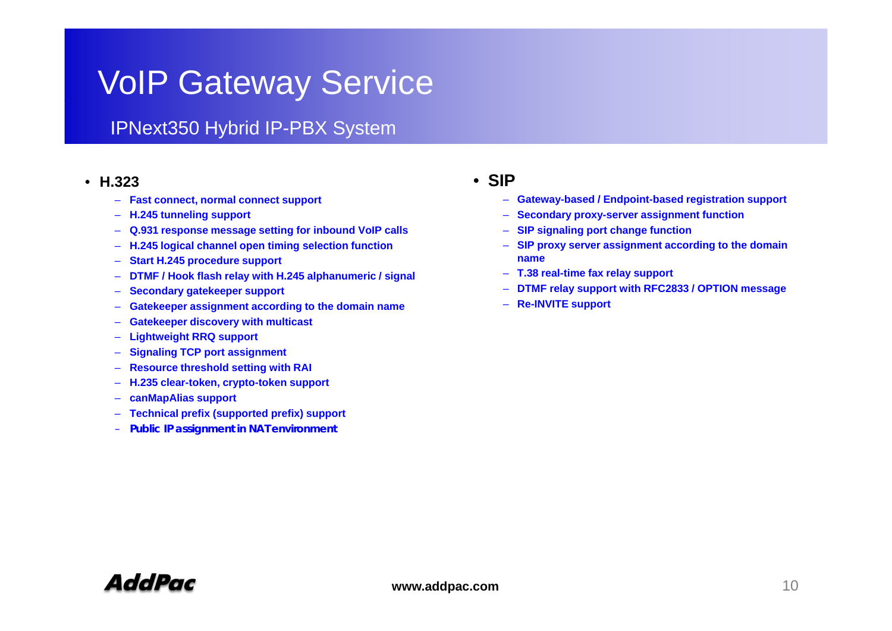# VoIP Gateway Service

## IPNext350 Hybrid IP-PBX System

- **H.323**
  - **Fast connect, normal connect support**
  - **H.245 tunneling support**
  - **Q.931 response message setting for inbound VoIP calls**
  - **H.245 logical channel open timing selection function**
  - **Start H.245 procedure support**
  - **DTMF / Hook flash relay with H.245 alphanumeric / signal**
  - **Secondary gatekeeper support**
  - **Gatekeeper assignment according to the domain name**
  - **Gatekeeper discovery with multicast**
  - **Lightweight RRQ support**
  - **Signaling TCP port assignment**
  - **Resource threshold setting with RAI**
  - **H.235 clear-token, crypto-token support**
  - **canMapAlias support**
  - **Technical prefix (supported prefix) support**
  - ***Public IP assignment in NAT environment***

- **SIP**
  - **Gateway-based / Endpoint-based registration support**
  - **Secondary proxy-server assignment function**
  - **SIP signaling port change function**
  - **SIP proxy server assignment according to the domain name**
  - **T.38 real-time fax relay support**
  - **DTMF relay support with RFC2833 / OPTION message**
  - **Re-INVITE support**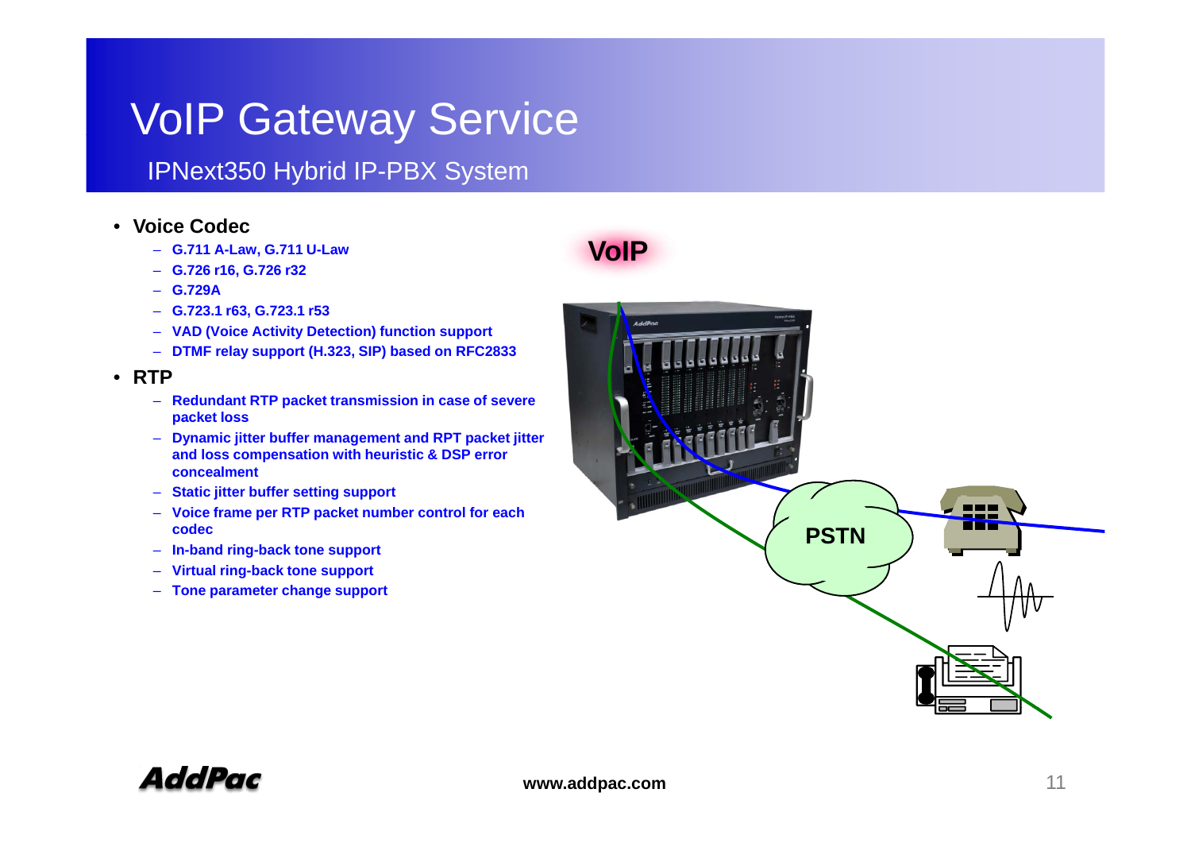# VoIP Gateway Service

## IPNext350 Hybrid IP-PBX System

- **Voice Codec**
  - **G.711 A-Law, G.711 U-Law**
  - **G.726 r16, G.726 r32**
  - **G.729A**
  - **G.723.1 r63, G.723.1 r53**
  - **VAD (Voice Activity Detection) function support**
  - **DTMF relay support (H.323, SIP) based on RFC2833**
- **RTP**
  - **Redundant RTP packet transmission in case of severe packet loss**
  - **Dynamic jitter buffer management and RPT packet jitter and loss compensation with heuristic & DSP error concealment**
  - **Static jitter buffer setting support**
  - **Voice frame per RTP packet number control for each codec**
  - **In-band ring-back tone support**
  - **Virtual ring-back tone support**
  - **Tone parameter change support**

VoIP

PSTN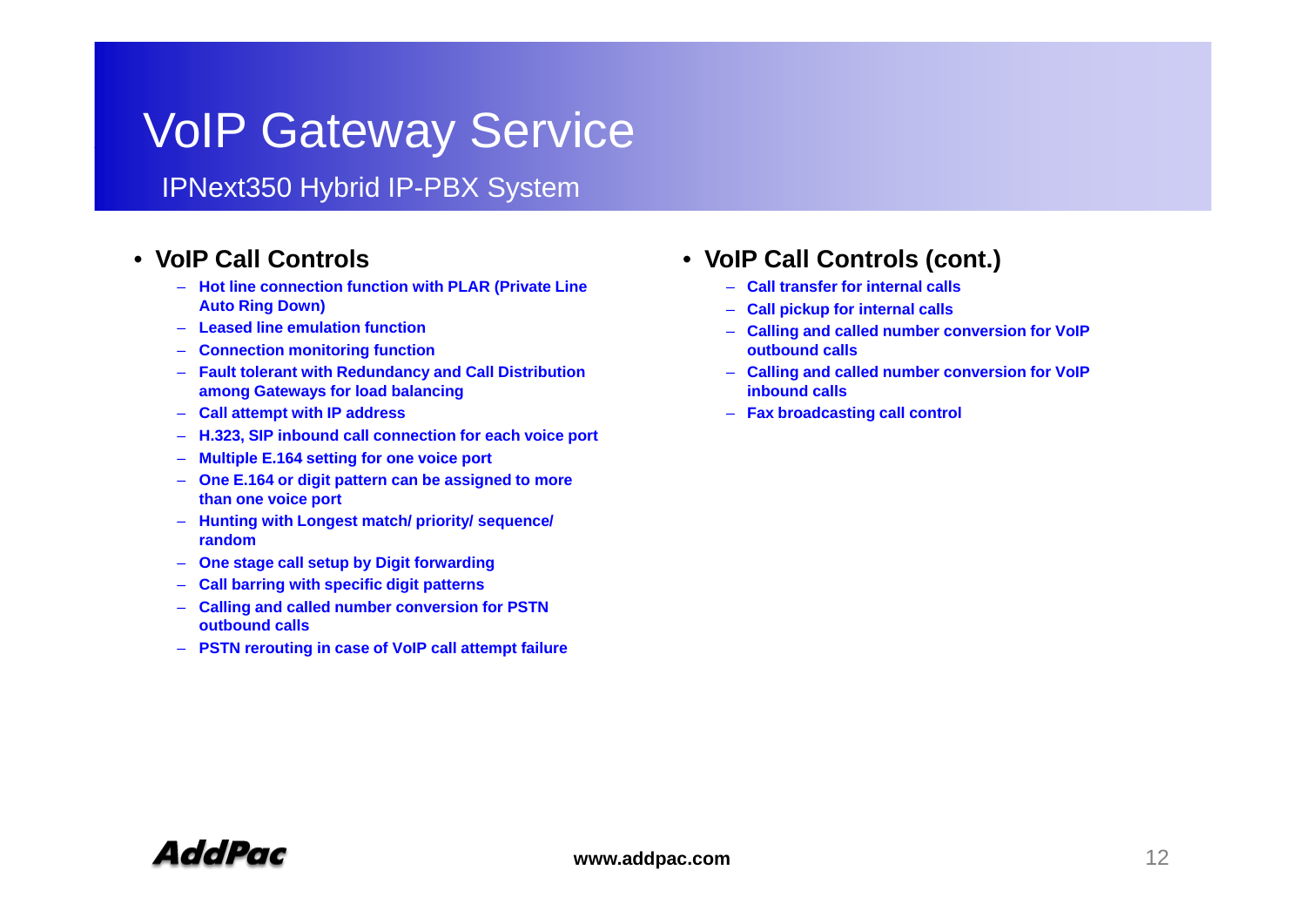# VoIP Gateway Service

## IPNext350 Hybrid IP-PBX System

- **VoIP Call Controls**
  - **Hot line connection function with PLAR (Private Line Auto Ring Down)**
  - **Leased line emulation function**
  - **Connection monitoring function**
  - **Fault tolerant with Redundancy and Call Distribution among Gateways for load balancing**
  - **Call attempt with IP address**
  - **H.323, SIP inbound call connection for each voice port**
  - **Multiple E.164 setting for one voice port**
  - **One E.164 or digit pattern can be assigned to more than one voice port**
  - **Hunting with Longest match/ priority/ sequence/ random**
  - **One stage call setup by Digit forwarding**
  - **Call barring with specific digit patterns**
  - **Calling and called number conversion for PSTN outbound calls**
  - **PSTN rerouting in case of VoIP call attempt failure**

- **VoIP Call Controls (cont.)**
  - **Call transfer for internal calls**
  - **Call pickup for internal calls**
  - **Calling and called number conversion for VoIP outbound calls**
  - **Calling and called number conversion for VoIP inbound calls**
  - **Fax broadcasting call control**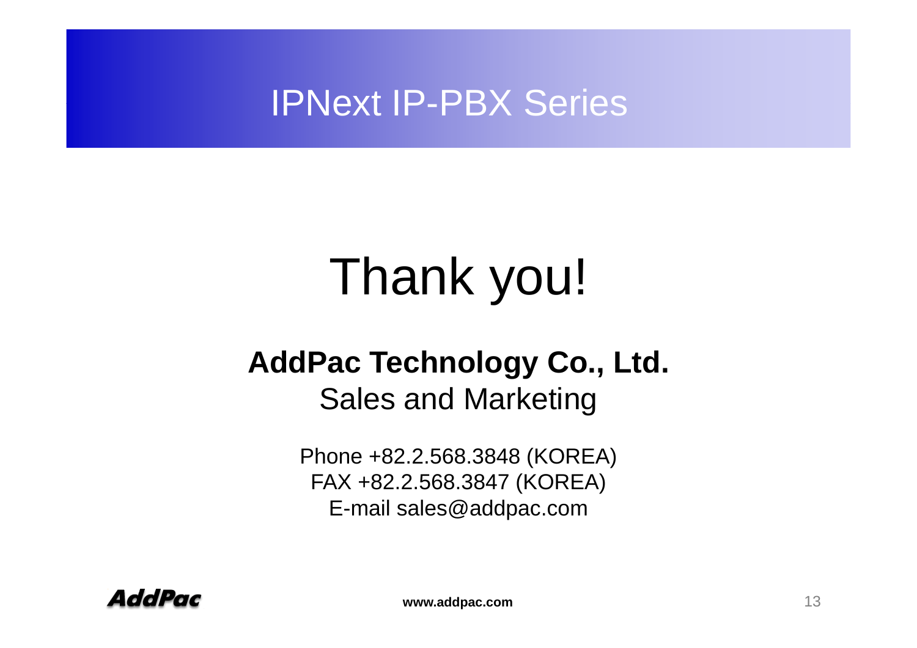# IPNext IP-PBX Series

# Thank you!

**AddPac Technology Co., Ltd.**
Sales and Marketing

Phone +82.2.568.3848 (KOREA)
FAX +82.2.568.3847 (KOREA)
E-mail sales@addpac.com